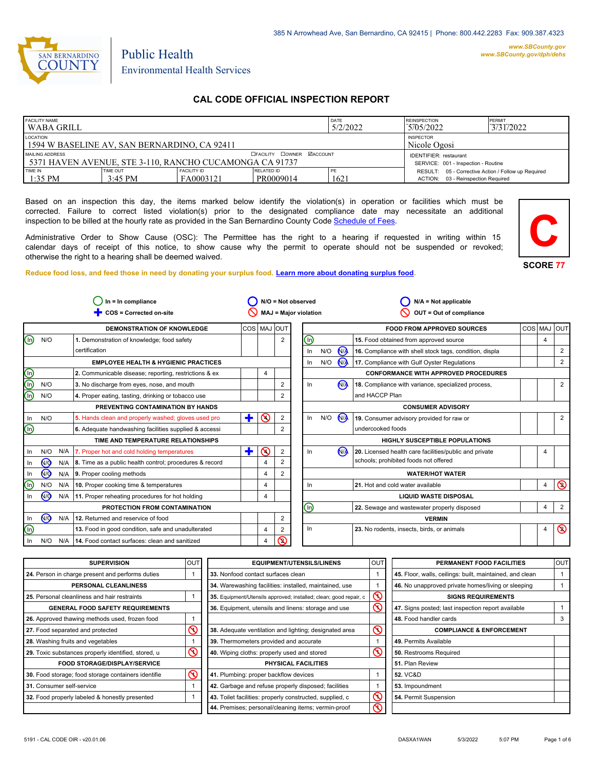385 N Arrowhead Ave, San Bernardino, CA 92415 | Phone: 800.442.2283 Fax: 909.387.4323

www.SBCounty.gov
www.SBCounty.gov/dph/dehs

SAN BERNARDINO COUNTY

Public Health
Environmental Health Services

# CAL CODE OFFICIAL INSPECTION REPORT

| FACILITY NAME | | | DATE | REINSPECTION | PERMIT |
|---|---|---|---|---|---|
| WABA GRILL | | | 5/2/2022 | 5/05/2022 | 3/31/2022 |
| LOCATION | | | | INSPECTOR | |
| 1594 W BASELINE AV, SAN BERNARDINO, CA 92411 | | | | Nicole Ogosi | |
| MAILING ADDRESS ☐FACILITY ☐OWNER ☑ACCOUNT | | | | IDENTIFIER: restaurant | |
| 5371 HAVEN AVENUE, STE 3-110, RANCHO CUCAMONGA CA 91737 | | | | SERVICE: 001 - Inspection - Routine | |
| TIME IN | TIME OUT | FACILITY ID | RELATED ID | PE | RESULT: 05 - Corrective Action / Follow up Required |
| 1:35 PM | 3:45 PM | FA0003121 | PR0009014 | 1621 | ACTION: 03 - Reinspection Required |

Based on an inspection this day, the items marked below identify the violation(s) in operation or facilities which must be corrected. Failure to correct listed violation(s) prior to the designated compliance date may necessitate an additional inspection to be billed at the hourly rate as provided in the San Bernardino County Code Schedule of Fees.

Administrative Order to Show Cause (OSC): The Permittee has the right to a hearing if requested in writing within 15 calendar days of receipt of this notice, to show cause why the permit to operate should not be suspended or revoked; otherwise the right to a hearing shall be deemed waived.

**C**

**SCORE 77**

**Reduce food loss, and feed those in need by donating your surplus food. Learn more about donating surplus food.**

In = In compliance | N/O = Not observed | N/A = Not applicable | COS = Corrected on-site | MAJ = Major violation | OUT = Out of compliance

| Status | | | DEMONSTRATION OF KNOWLEDGE | COS | MAJ | OUT |
|---|---|---|---|---|---|---|
| **In** | N/O | | 1. Demonstration of knowledge; food safety certification | | | 2 |
| | | | **EMPLOYEE HEALTH & HYGIENIC PRACTICES** | | | |
| **In** | | | 2. Communicable disease; reporting, restrictions & ex | | 4 | |
| **In** | N/O | | 3. No discharge from eyes, nose, and mouth | | | 2 |
| **In** | N/O | | 4. Proper eating, tasting, drinking or tobacco use | | | 2 |
| | | | **PREVENTING CONTAMINATION BY HANDS** | | | |
| In | N/O | | 5. Hands clean and properly washed; gloves used pro | ✚ | **⊘ 4** | 2 |
| **In** | | | 6. Adequate handwashing facilities supplied & accessi | | | 2 |
| | | | **TIME AND TEMPERATURE RELATIONSHIPS** | | | |
| In | N/O | N/A | 7. Proper hot and cold holding temperatures | ✚ | **⊘ 4** | 2 |
| In | **N/O** | N/A | 8. Time as a public health control; procedures & record | | 4 | 2 |
| In | **N/O** | N/A | 9. Proper cooling methods | | 4 | 2 |
| **In** | N/O | N/A | 10. Proper cooking time & temperatures | | 4 | |
| In | **N/O** | N/A | 11. Proper reheating procedures for hot holding | | 4 | |
| | | | **PROTECTION FROM CONTAMINATION** | | | |
| In | **N/O** | N/A | 12. Returned and reservice of food | | | 2 |
| **In** | | | 13. Food in good condition, safe and unadulterated | | 4 | 2 |
| In | N/O | N/A | 14. Food contact surfaces: clean and sanitized | | 4 | **⊘ 2** |

| Status | | | FOOD FROM APPROVED SOURCES | COS | MAJ | OUT |
|---|---|---|---|---|---|---|
| **In** | | | 15. Food obtained from approved source | | 4 | |
| In | N/O | **N/A** | 16. Compliance with shell stock tags, condition, displa | | | 2 |
| In | N/O | **N/A** | 17. Compliance with Gulf Oyster Regulations | | | 2 |
| | | | **CONFORMANCE WITH APPROVED PROCEDURES** | | | |
| In | | **N/A** | 18. Compliance with variance, specialized process, and HACCP Plan | | | 2 |
| | | | **CONSUMER ADVISORY** | | | |
| In | N/O | **N/A** | 19. Consumer advisory provided for raw or undercooked foods | | | 2 |
| | | | **HIGHLY SUSCEPTIBLE POPULATIONS** | | | |
| In | | **N/A** | 20. Licensed health care facilities/public and private schools; prohibited foods not offered | | 4 | |
| | | | **WATER/HOT WATER** | | | |
| In | | | 21. Hot and cold water available | | 4 | **⊘ 2** |
| | | | **LIQUID WASTE DISPOSAL** | | | |
| **In** | | | 22. Sewage and wastewater properly disposed | | 4 | 2 |
| | | | **VERMIN** | | | |
| In | | | 23. No rodents, insects, birds, or animals | | 4 | **⊘ 2** |

| SUPERVISION | OUT |
|---|---|
| 24. Person in charge present and performs duties | 1 |
| **PERSONAL CLEANLINESS** | |
| 25. Personal cleanliness and hair restraints | 1 |
| **GENERAL FOOD SAFETY REQUIREMENTS** | |
| 26. Approved thawing methods used, frozen food | 1 |
| 27. Food separated and protected | **⊘ 1** |
| 28. Washing fruits and vegetables | 1 |
| 29. Toxic substances properly identified, stored, u | **⊘ 1** |
| **FOOD STORAGE/DISPLAY/SERVICE** | |
| 30. Food storage; food storage containers identifie | **⊘ 1** |
| 31. Consumer self-service | 1 |
| 32. Food properly labeled & honestly presented | 1 |

| EQUIPMENT/UTENSILS/LINENS | OUT |
|---|---|
| 33. Nonfood contact surfaces clean | 1 |
| 34. Warewashing facilities: installed, maintained, use | 1 |
| 35. Equipment/Utensils approved; installed; clean; good repair, c | **⊘ 1** |
| 36. Equipment, utensils and linens: storage and use | **⊘ 1** |
| 38. Adequate ventilation and lighting; designated area | **⊘ 1** |
| 39. Thermometers provided and accurate | 1 |
| 40. Wiping cloths: properly used and stored | **⊘ 1** |
| **PHYSICAL FACILITIES** | |
| 41. Plumbing: proper backflow devices | 1 |
| 42. Garbage and refuse properly disposed; facilities | 1 |
| 43. Toilet facilities: properly constructed, supplied, c | **⊘ 1** |
| 44. Premises; personal/cleaning items; vermin-proof | **⊘ 1** |

| PERMANENT FOOD FACILITIES | OUT |
|---|---|
| 45. Floor, walls, ceilings: built, maintained, and clean | 1 |
| 46. No unapproved private homes/living or sleeping | 1 |
| **SIGNS REQUIREMENTS** | |
| 47. Signs posted; last inspection report available | 1 |
| 48. Food handler cards | 3 |
| **COMPLIANCE & ENFORCEMENT** | |
| 49. Permits Available | |
| 50. Restrooms Required | |
| 51. Plan Review | |
| 52. VC&D | |
| 53. Impoundment | |
| 54. Permit Suspension | |

5191 - CAL CODE OIR - v20.01.06 DASXA1WAN 5/3/2022 5:07 PM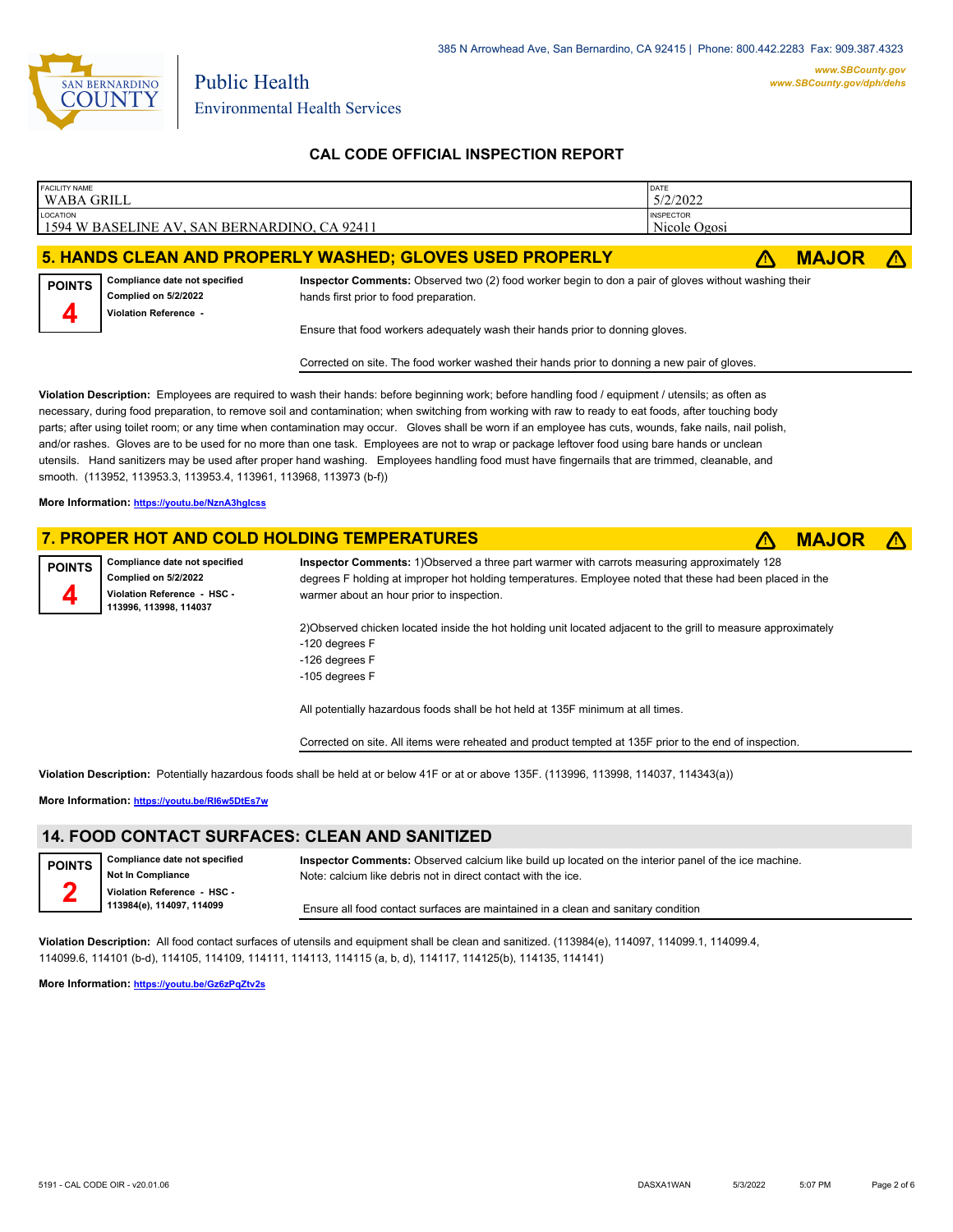## CAL CODE OFFICIAL INSPECTION REPORT

| FACILITY NAME | DATE |
|---|---|
| WABA GRILL | 5/2/2022 |
| **LOCATION** | **INSPECTOR** |
| 1594 W BASELINE AV, SAN BERNARDINO, CA 92411 | Nicole Ogosi |

### 5. HANDS CLEAN AND PROPERLY WASHED; GLOVES USED PROPERLY — ⚠ MAJOR ⚠

**POINTS 4**

**Compliance date not specified**
**Complied on 5/2/2022**
**Violation Reference -**

**Inspector Comments:** Observed two (2) food worker begin to don a pair of gloves without washing their hands first prior to food preparation.

Ensure that food workers adequately wash their hands prior to donning gloves.

Corrected on site. The food worker washed their hands prior to donning a new pair of gloves.

**Violation Description:** Employees are required to wash their hands: before beginning work; before handling food / equipment / utensils; as often as necessary, during food preparation, to remove soil and contamination; when switching from working with raw to ready to eat foods, after touching body parts; after using toilet room; or any time when contamination may occur. Gloves shall be worn if an employee has cuts, wounds, fake nails, nail polish, and/or rashes. Gloves are to be used for no more than one task. Employees are not to wrap or package leftover food using bare hands or unclean utensils. Hand sanitizers may be used after proper hand washing. Employees handling food must have fingernails that are trimmed, cleanable, and smooth. (113952, 113953.3, 113953.4, 113961, 113968, 113973 (b-f))

**More Information:** https://youtu.be/NznA3hglcss

### 7. PROPER HOT AND COLD HOLDING TEMPERATURES — ⚠ MAJOR ⚠

**POINTS 4**

**Compliance date not specified**
**Complied on 5/2/2022**
**Violation Reference - HSC - 113996, 113998, 114037**

**Inspector Comments:** 1)Observed a three part warmer with carrots measuring approximately 128 degrees F holding at improper hot holding temperatures. Employee noted that these had been placed in the warmer about an hour prior to inspection.

2)Observed chicken located inside the hot holding unit located adjacent to the grill to measure approximately
-120 degrees F
-126 degrees F
-105 degrees F

All potentially hazardous foods shall be hot held at 135F minimum at all times.

Corrected on site. All items were reheated and product tempted at 135F prior to the end of inspection.

**Violation Description:** Potentially hazardous foods shall be held at or below 41F or at or above 135F. (113996, 113998, 114037, 114343(a))

**More Information:** https://youtu.be/RI6w5DtEs7w

### 14. FOOD CONTACT SURFACES: CLEAN AND SANITIZED

**POINTS 2**

**Compliance date not specified**
**Not In Compliance**
**Violation Reference - HSC - 113984(e), 114097, 114099**

**Inspector Comments:** Observed calcium like build up located on the interior panel of the ice machine.
Note: calcium like debris not in direct contact with the ice.

Ensure all food contact surfaces are maintained in a clean and sanitary condition

**Violation Description:** All food contact surfaces of utensils and equipment shall be clean and sanitized. (113984(e), 114097, 114099.1, 114099.4, 114099.6, 114101 (b-d), 114105, 114109, 114111, 114113, 114115 (a, b, d), 114117, 114125(b), 114135, 114141)

**More Information:** https://youtu.be/Gz6zPqZtv2s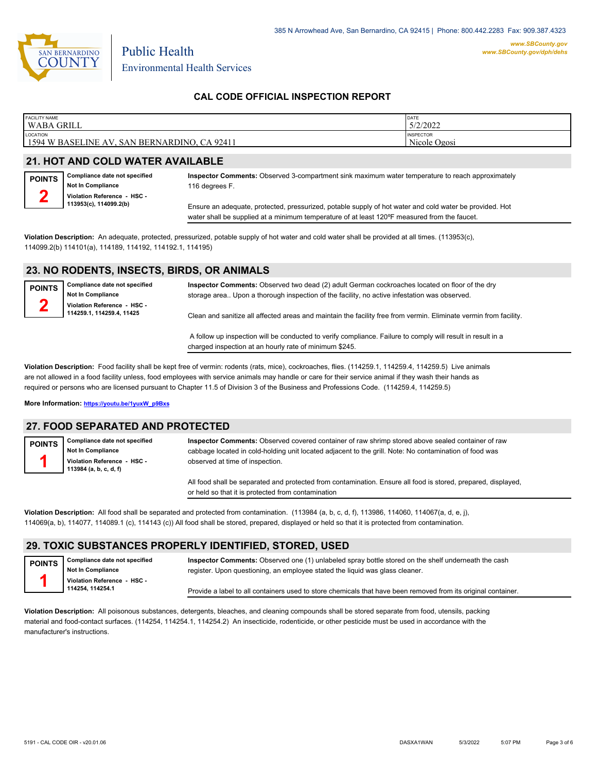Public Health
Environmental Health Services

385 N Arrowhead Ave, San Bernardino, CA 92415 | Phone: 800.442.2283 Fax: 909.387.4323
www.SBCounty.gov
www.SBCounty.gov/dph/dehs

## CAL CODE OFFICIAL INSPECTION REPORT

| FACILITY NAME | DATE |
|---|---|
| WABA GRILL | 5/2/2022 |
| **LOCATION** | **INSPECTOR** |
| 1594 W BASELINE AV, SAN BERNARDINO, CA 92411 | Nicole Ogosi |

## 21. HOT AND COLD WATER AVAILABLE

**POINTS 2**

**Compliance date not specified**
**Not In Compliance**
**Violation Reference - HSC - 113953(c), 114099.2(b)**

**Inspector Comments:** Observed 3-compartment sink maximum water temperature to reach approximately 116 degrees F.

Ensure an adequate, protected, pressurized, potable supply of hot water and cold water be provided. Hot water shall be supplied at a minimum temperature of at least 120ºF measured from the faucet.

**Violation Description:** An adequate, protected, pressurized, potable supply of hot water and cold water shall be provided at all times. (113953(c), 114099.2(b) 114101(a), 114189, 114192, 114192.1, 114195)

## 23. NO RODENTS, INSECTS, BIRDS, OR ANIMALS

**POINTS 2**

**Compliance date not specified**
**Not In Compliance**
**Violation Reference - HSC - 114259.1, 114259.4, 11425**

**Inspector Comments:** Observed two dead (2) adult German cockroaches located on floor of the dry storage area.. Upon a thorough inspection of the facility, no active infestation was observed.

Clean and sanitize all affected areas and maintain the facility free from vermin. Eliminate vermin from facility.

A follow up inspection will be conducted to verify compliance. Failure to comply will result in a charged inspection at an hourly rate of minimum $245.

**Violation Description:** Food facility shall be kept free of vermin: rodents (rats, mice), cockroaches, flies. (114259.1, 114259.4, 114259.5) Live animals are not allowed in a food facility unless, food employees with service animals may handle or care for their service animal if they wash their hands as required or persons who are licensed pursuant to Chapter 11.5 of Division 3 of the Business and Professions Code. (114259.4, 114259.5)

**More Information:** https://youtu.be/1yuxW_p9Bxs

## 27. FOOD SEPARATED AND PROTECTED

**POINTS 1**

**Compliance date not specified**
**Not In Compliance**
**Violation Reference - HSC - 113984 (a, b, c, d, f)**

**Inspector Comments:** Observed covered container of raw shrimp stored above sealed container of raw cabbage located in cold-holding unit located adjacent to the grill. Note: No contamination of food was observed at time of inspection.

All food shall be separated and protected from contamination. Ensure all food is stored, prepared, displayed, or held so that it is protected from contamination

**Violation Description:** All food shall be separated and protected from contamination. (113984 (a, b, c, d, f), 113986, 114060, 114067(a, d, e, j), 114069(a, b), 114077, 114089.1 (c), 114143 (c)) All food shall be stored, prepared, displayed or held so that it is protected from contamination.

## 29. TOXIC SUBSTANCES PROPERLY IDENTIFIED, STORED, USED

**POINTS 1**

**Compliance date not specified**
**Not In Compliance**
**Violation Reference - HSC - 114254, 114254.1**

**Inspector Comments:** Observed one (1) unlabeled spray bottle stored on the shelf underneath the cash register. Upon questioning, an employee stated the liquid was glass cleaner.

Provide a label to all containers used to store chemicals that have been removed from its original container.

**Violation Description:** All poisonous substances, detergents, bleaches, and cleaning compounds shall be stored separate from food, utensils, packing material and food-contact surfaces. (114254, 114254.1, 114254.2) An insecticide, rodenticide, or other pesticide must be used in accordance with the manufacturer's instructions.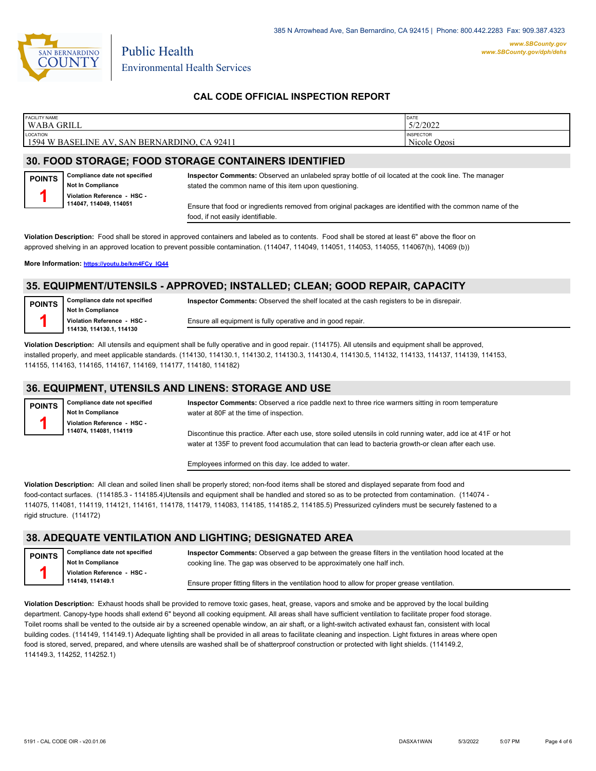385 N Arrowhead Ave, San Bernardino, CA 92415 | Phone: 800.442.2283 Fax: 909.387.4323

Public Health
Environmental Health Services

www.SBCounty.gov
www.SBCounty.gov/dph/dehs

## CAL CODE OFFICIAL INSPECTION REPORT

| FACILITY NAME | DATE |
|---|---|
| WABA GRILL | 5/2/2022 |
| **LOCATION** | **INSPECTOR** |
| 1594 W BASELINE AV, SAN BERNARDINO, CA 92411 | Nicole Ogosi |

### 30. FOOD STORAGE; FOOD STORAGE CONTAINERS IDENTIFIED

**POINTS** 1

**Compliance date not specified**
**Not In Compliance**
**Violation Reference - HSC - 114047, 114049, 114051**

**Inspector Comments:** Observed an unlabeled spray bottle of oil located at the cook line. The manager stated the common name of this item upon questioning.

Ensure that food or ingredients removed from original packages are identified with the common name of the food, if not easily identifiable.

**Violation Description:** Food shall be stored in approved containers and labeled as to contents. Food shall be stored at least 6" above the floor on approved shelving in an approved location to prevent possible contamination. (114047, 114049, 114051, 114053, 114055, 114067(h), 14069 (b))

**More Information:** https://youtu.be/km4FCy_IQ44

### 35. EQUIPMENT/UTENSILS - APPROVED; INSTALLED; CLEAN; GOOD REPAIR, CAPACITY

**POINTS** 1

**Compliance date not specified**
**Not In Compliance**
**Violation Reference - HSC - 114130, 114130.1, 114130**

**Inspector Comments:** Observed the shelf located at the cash registers to be in disrepair.

Ensure all equipment is fully operative and in good repair.

**Violation Description:** All utensils and equipment shall be fully operative and in good repair. (114175). All utensils and equipment shall be approved, installed properly, and meet applicable standards. (114130, 114130.1, 114130.2, 114130.3, 114130.4, 114130.5, 114132, 114133, 114137, 114139, 114153, 114155, 114163, 114165, 114167, 114169, 114177, 114180, 114182)

### 36. EQUIPMENT, UTENSILS AND LINENS: STORAGE AND USE

**POINTS** 1

**Compliance date not specified**
**Not In Compliance**
**Violation Reference - HSC - 114074, 114081, 114119**

**Inspector Comments:** Observed a rice paddle next to three rice warmers sitting in room temperature water at 80F at the time of inspection.

Discontinue this practice. After each use, store soiled utensils in cold running water, add ice at 41F or hot water at 135F to prevent food accumulation that can lead to bacteria growth-or clean after each use.

Employees informed on this day. Ice added to water.

**Violation Description:** All clean and soiled linen shall be properly stored; non-food items shall be stored and displayed separate from food and food-contact surfaces. (114185.3 - 114185.4)Utensils and equipment shall be handled and stored so as to be protected from contamination. (114074 - 114075, 114081, 114119, 114121, 114161, 114178, 114179, 114083, 114185, 114185.2, 114185.5) Pressurized cylinders must be securely fastened to a rigid structure. (114172)

### 38. ADEQUATE VENTILATION AND LIGHTING; DESIGNATED AREA

**POINTS** 1

**Compliance date not specified**
**Not In Compliance**
**Violation Reference - HSC - 114149, 114149.1**

**Inspector Comments:** Observed a gap between the grease filters in the ventilation hood located at the cooking line. The gap was observed to be approximately one half inch.

Ensure proper fitting filters in the ventilation hood to allow for proper grease ventilation.

**Violation Description:** Exhaust hoods shall be provided to remove toxic gases, heat, grease, vapors and smoke and be approved by the local building department. Canopy-type hoods shall extend 6" beyond all cooking equipment. All areas shall have sufficient ventilation to facilitate proper food storage. Toilet rooms shall be vented to the outside air by a screened openable window, an air shaft, or a light-switch activated exhaust fan, consistent with local building codes. (114149, 114149.1) Adequate lighting shall be provided in all areas to facilitate cleaning and inspection. Light fixtures in areas where open food is stored, served, prepared, and where utensils are washed shall be of shatterproof construction or protected with light shields. (114149.2, 114149.3, 114252, 114252.1)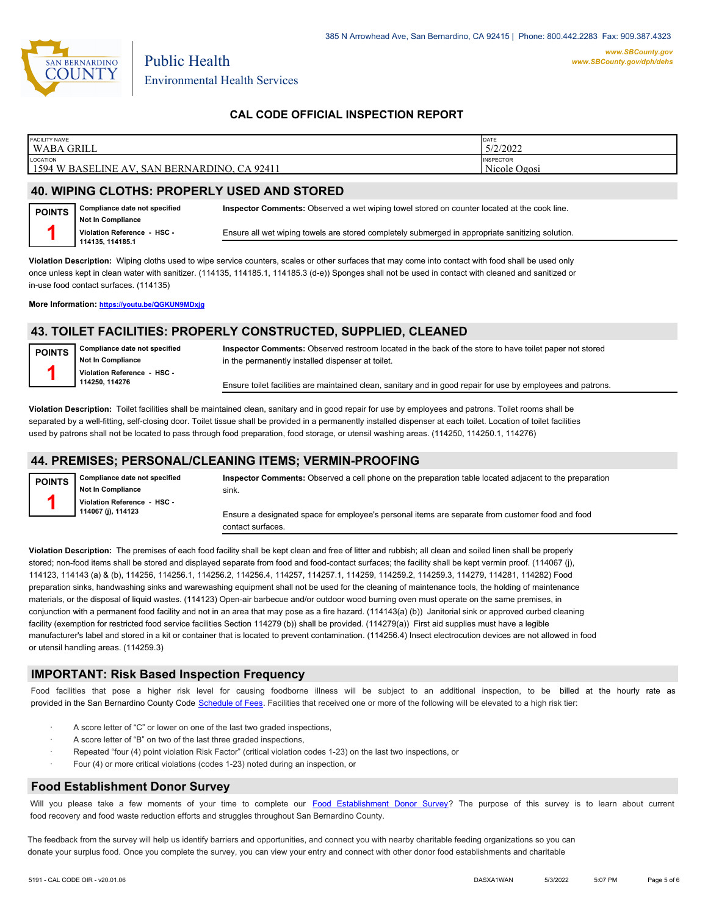385 N Arrowhead Ave, San Bernardino, CA 92415 | Phone: 800.442.2283 Fax: 909.387.4323

Public Health
Environmental Health Services

www.SBCounty.gov
www.SBCounty.gov/dph/dehs

## CAL CODE OFFICIAL INSPECTION REPORT

| FACILITY NAME | DATE |
|---|---|
| WABA GRILL | 5/2/2022 |
| **LOCATION** | **INSPECTOR** |
| 1594 W BASELINE AV, SAN BERNARDINO, CA 92411 | Nicole Ogosi |

## 40. WIPING CLOTHS: PROPERLY USED AND STORED

**POINTS** 1

**Compliance date not specified**
**Not In Compliance**
**Violation Reference - HSC - 114135, 114185.1**

**Inspector Comments:** Observed a wet wiping towel stored on counter located at the cook line.

Ensure all wet wiping towels are stored completely submerged in appropriate sanitizing solution.

**Violation Description:** Wiping cloths used to wipe service counters, scales or other surfaces that may come into contact with food shall be used only once unless kept in clean water with sanitizer. (114135, 114185.1, 114185.3 (d-e)) Sponges shall not be used in contact with cleaned and sanitized or in-use food contact surfaces. (114135)

**More Information:** https://youtu.be/QGKUN9MDxjg

## 43. TOILET FACILITIES: PROPERLY CONSTRUCTED, SUPPLIED, CLEANED

**POINTS** 1

**Compliance date not specified**
**Not In Compliance**
**Violation Reference - HSC - 114250, 114276**

**Inspector Comments:** Observed restroom located in the back of the store to have toilet paper not stored in the permanently installed dispenser at toilet.

Ensure toilet facilities are maintained clean, sanitary and in good repair for use by employees and patrons.

**Violation Description:** Toilet facilities shall be maintained clean, sanitary and in good repair for use by employees and patrons. Toilet rooms shall be separated by a well-fitting, self-closing door. Toilet tissue shall be provided in a permanently installed dispenser at each toilet. Location of toilet facilities used by patrons shall not be located to pass through food preparation, food storage, or utensil washing areas. (114250, 114250.1, 114276)

## 44. PREMISES; PERSONAL/CLEANING ITEMS; VERMIN-PROOFING

**POINTS** 1

**Compliance date not specified**
**Not In Compliance**
**Violation Reference - HSC - 114067 (j), 114123**

**Inspector Comments:** Observed a cell phone on the preparation table located adjacent to the preparation sink.

Ensure a designated space for employee's personal items are separate from customer food and food contact surfaces.

**Violation Description:** The premises of each food facility shall be kept clean and free of litter and rubbish; all clean and soiled linen shall be properly stored; non-food items shall be stored and displayed separate from food and food-contact surfaces; the facility shall be kept vermin proof. (114067 (j), 114123, 114143 (a) & (b), 114256, 114256.1, 114256.2, 114256.4, 114257, 114257.1, 114259, 114259.2, 114259.3, 114279, 114281, 114282) Food preparation sinks, handwashing sinks and warewashing equipment shall not be used for the cleaning of maintenance tools, the holding of maintenance materials, or the disposal of liquid wastes. (114123) Open-air barbecue and/or outdoor wood burning oven must operate on the same premises, in conjunction with a permanent food facility and not in an area that may pose as a fire hazard. (114143(a) (b)) Janitorial sink or approved curbed cleaning facility (exemption for restricted food service facilities Section 114279 (b)) shall be provided. (114279(a)) First aid supplies must have a legible manufacturer's label and stored in a kit or container that is located to prevent contamination. (114256.4) Insect electrocution devices are not allowed in food or utensil handling areas. (114259.3)

## IMPORTANT: Risk Based Inspection Frequency

Food facilities that pose a higher risk level for causing foodborne illness will be subject to an additional inspection, to be billed at the hourly rate as provided in the San Bernardino County Code Schedule of Fees. Facilities that received one or more of the following will be elevated to a high risk tier:

- A score letter of "C" or lower on one of the last two graded inspections,
- A score letter of "B" on two of the last three graded inspections,
- Repeated "four (4) point violation Risk Factor" (critical violation codes 1-23) on the last two inspections, or
- Four (4) or more critical violations (codes 1-23) noted during an inspection, or

## Food Establishment Donor Survey

Will you please take a few moments of your time to complete our Food Establishment Donor Survey? The purpose of this survey is to learn about current food recovery and food waste reduction efforts and struggles throughout San Bernardino County.

The feedback from the survey will help us identify barriers and opportunities, and connect you with nearby charitable feeding organizations so you can donate your surplus food. Once you complete the survey, you can view your entry and connect with other donor food establishments and charitable

5191 - CAL CODE OIR - v20.01.06 DASXA1WAN 5/3/2022 5:07 PM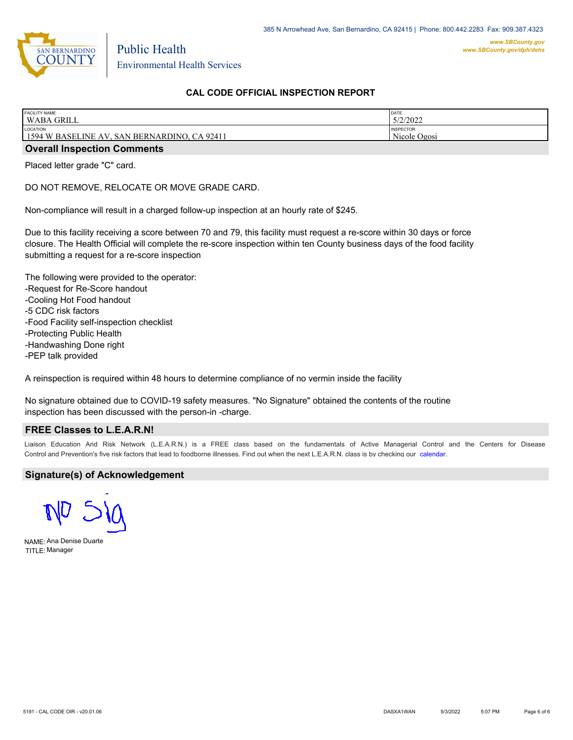385 N Arrowhead Ave, San Bernardino, CA 92415 | Phone: 800.442.2283 Fax: 909.387.4323

www.SBCounty.gov
www.SBCounty.gov/dph/dehs

Public Health
Environmental Health Services

## CAL CODE OFFICIAL INSPECTION REPORT

| FACILITY NAME | DATE |
|---|---|
| WABA GRILL | 5/2/2022 |
| LOCATION | INSPECTOR |
| 1594 W BASELINE AV, SAN BERNARDINO, CA 92411 | Nicole Ogosi |

### Overall Inspection Comments

Placed letter grade "C" card.

DO NOT REMOVE, RELOCATE OR MOVE GRADE CARD.

Non-compliance will result in a charged follow-up inspection at an hourly rate of $245.

Due to this facility receiving a score between 70 and 79, this facility must request a re-score within 30 days or force closure. The Health Official will complete the re-score inspection within ten County business days of the food facility submitting a request for a re-score inspection

The following were provided to the operator:
-Request for Re-Score handout
-Cooling Hot Food handout
-5 CDC risk factors
-Food Facility self-inspection checklist
-Protecting Public Health
-Handwashing Done right
-PEP talk provided

A reinspection is required within 48 hours to determine compliance of no vermin inside the facility

No signature obtained due to COVID-19 safety measures. "No Signature" obtained the contents of the routine inspection has been discussed with the person-in -charge.

### FREE Classes to L.E.A.R.N!

Liaison Education And Risk Network (L.E.A.R.N.) is a FREE class based on the fundamentals of Active Managerial Control and the Centers for Disease Control and Prevention's five risk factors that lead to foodborne illnesses. Find out when the next L.E.A.R.N. class is by checking our calendar.

### Signature(s) of Acknowledgement

No Sig

NAME: Ana Denise Duarte
TITLE: Manager